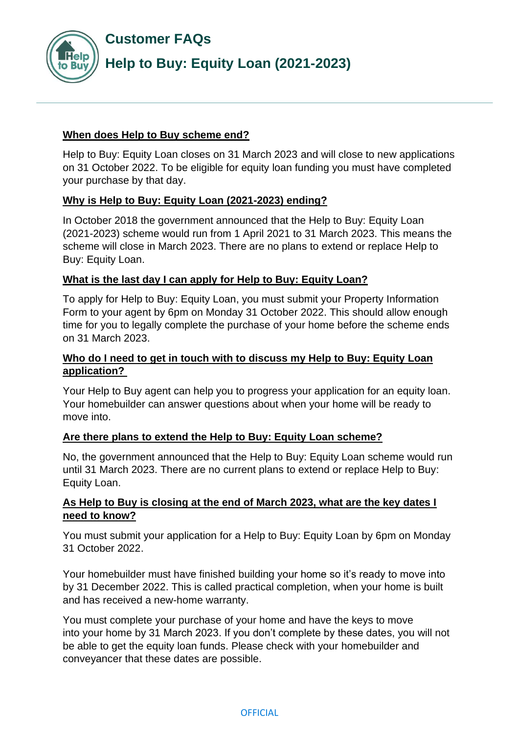# Customer FAQs

# Help to Buy: Equity Loan (2021-2023)

**When does Help to Buy scheme end?**

Help to Buy: Equity Loan closes on 31 March 2023 and will close to new applications on 31 October 2022. To be eligible for equity loan funding you must have completed your purchase by that day.

**Why is Help to Buy: Equity Loan (2021-2023) ending?**

In October 2018 the government announced that the Help to Buy: Equity Loan (2021-2023) scheme would run from 1 April 2021 to 31 March 2023. This means the scheme will close in March 2023. There are no plans to extend or replace Help to Buy: Equity Loan.

**What is the last day I can apply for Help to Buy: Equity Loan?**

To apply for Help to Buy: Equity Loan, you must submit your Property Information Form to your agent by 6pm on Monday 31 October 2022. This should allow enough time for you to legally complete the purchase of your home before the scheme ends on 31 March 2023.

**Who do I need to get in touch with to discuss my Help to Buy: Equity Loan application?**

Your Help to Buy agent can help you to progress your application for an equity loan. Your homebuilder can answer questions about when your home will be ready to move into.

**Are there plans to extend the Help to Buy: Equity Loan scheme?**

No, the government announced that the Help to Buy: Equity Loan scheme would run until 31 March 2023. There are no current plans to extend or replace Help to Buy: Equity Loan.

**As Help to Buy is closing at the end of March 2023, what are the key dates I need to know?**

You must submit your application for a Help to Buy: Equity Loan by 6pm on Monday 31 October 2022.

Your homebuilder must have finished building your home so it's ready to move into by 31 December 2022. This is called practical completion, when your home is built and has received a new-home warranty.

You must complete your purchase of your home and have the keys to move into your home by 31 March 2023. If you don't complete by these dates, you will not be able to get the equity loan funds. Please check with your homebuilder and conveyancer that these dates are possible.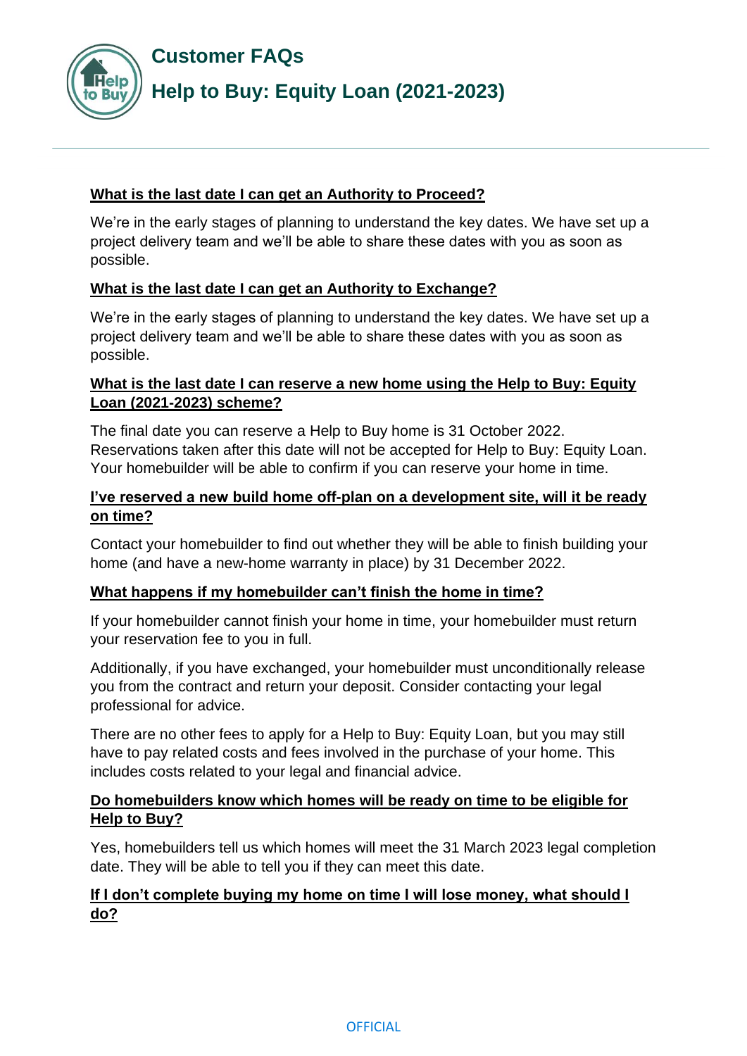# Customer FAQs

## Help to Buy: Equity Loan (2021-2023)

**What is the last date I can get an Authority to Proceed?**

We're in the early stages of planning to understand the key dates. We have set up a project delivery team and we'll be able to share these dates with you as soon as possible.

**What is the last date I can get an Authority to Exchange?**

We're in the early stages of planning to understand the key dates. We have set up a project delivery team and we'll be able to share these dates with you as soon as possible.

**What is the last date I can reserve a new home using the Help to Buy: Equity Loan (2021-2023) scheme?**

The final date you can reserve a Help to Buy home is 31 October 2022. Reservations taken after this date will not be accepted for Help to Buy: Equity Loan. Your homebuilder will be able to confirm if you can reserve your home in time.

**I've reserved a new build home off-plan on a development site, will it be ready on time?**

Contact your homebuilder to find out whether they will be able to finish building your home (and have a new-home warranty in place) by 31 December 2022.

**What happens if my homebuilder can't finish the home in time?**

If your homebuilder cannot finish your home in time, your homebuilder must return your reservation fee to you in full.

Additionally, if you have exchanged, your homebuilder must unconditionally release you from the contract and return your deposit. Consider contacting your legal professional for advice.

There are no other fees to apply for a Help to Buy: Equity Loan, but you may still have to pay related costs and fees involved in the purchase of your home. This includes costs related to your legal and financial advice.

**Do homebuilders know which homes will be ready on time to be eligible for Help to Buy?**

Yes, homebuilders tell us which homes will meet the 31 March 2023 legal completion date. They will be able to tell you if they can meet this date.

**If I don't complete buying my home on time I will lose money, what should I do?**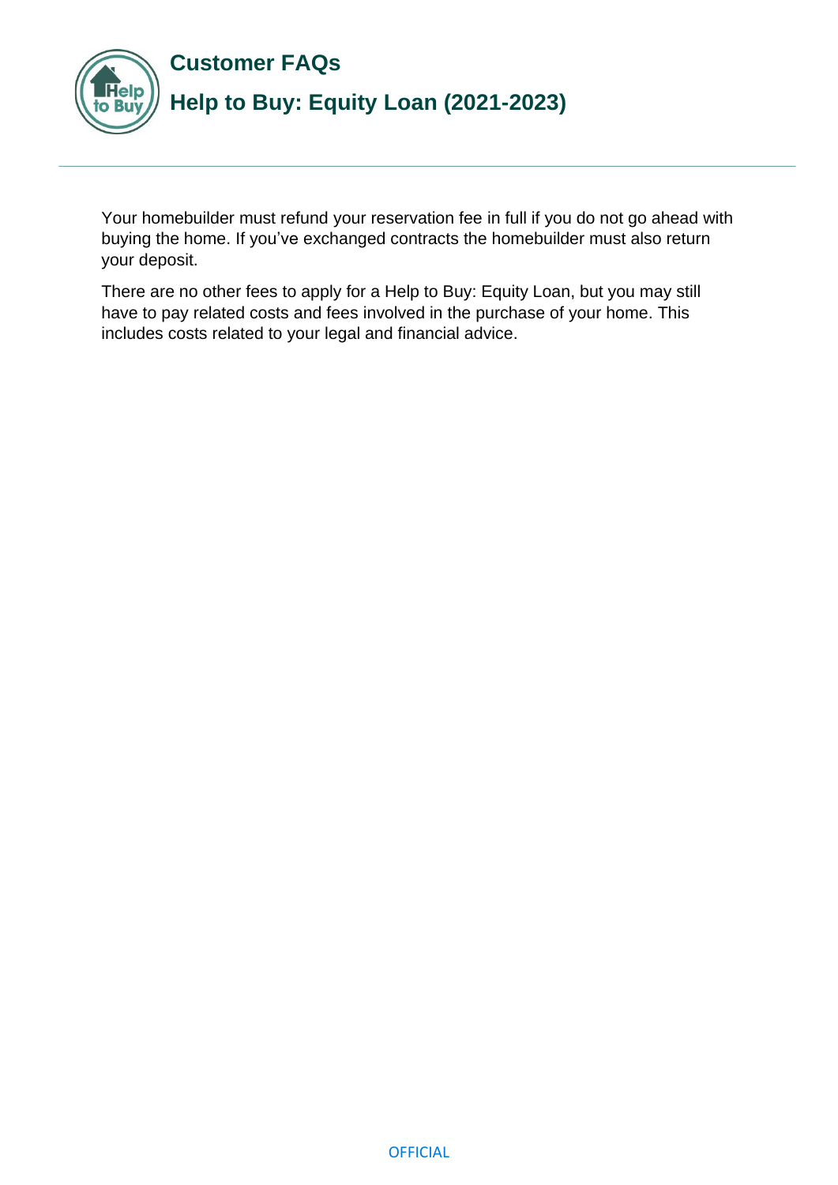Your homebuilder must refund your reservation fee in full if you do not go ahead with buying the home. If you've exchanged contracts the homebuilder must also return your deposit.

There are no other fees to apply for a Help to Buy: Equity Loan, but you may still have to pay related costs and fees involved in the purchase of your home. This includes costs related to your legal and financial advice.